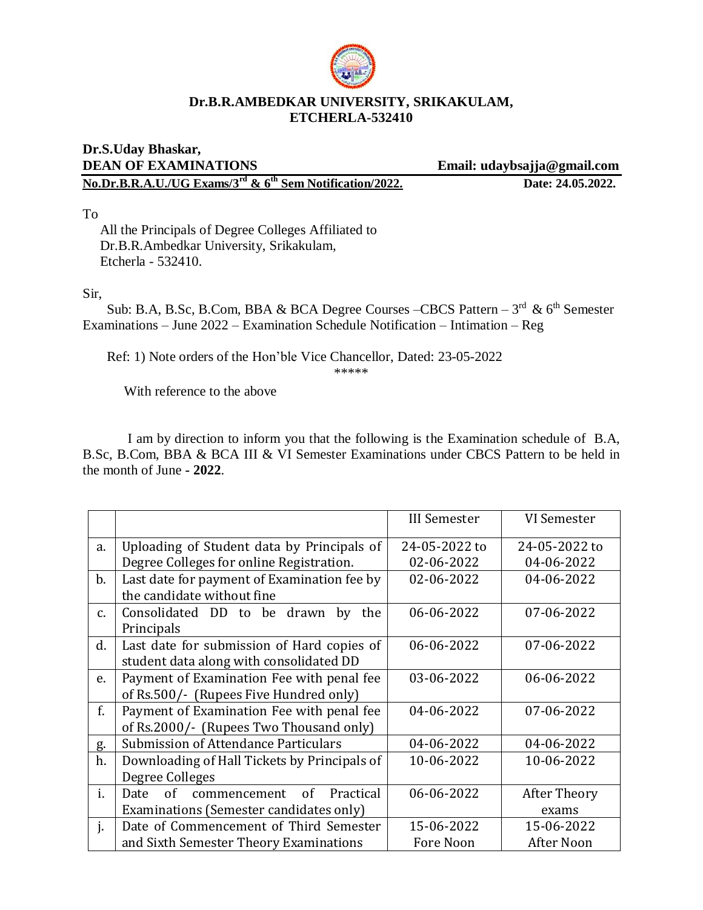**Dr.B.R.AMBEDKAR UNIVERSITY, SRIKAKULAM,**
**ETCHERLA-532410**

**Dr.S.Uday Bhaskar,**
**DEAN OF EXAMINATIONS** **Email: udaybsajja@gmail.com**

**No.Dr.B.R.A.U./UG Exams/3rd & 6th Sem Notification/2022.** **Date: 24.05.2022.**

To

All the Principals of Degree Colleges Affiliated to
Dr.B.R.Ambedkar University, Srikakulam,
Etcherla - 532410.

Sir,

Sub: B.A, B.Sc, B.Com, BBA & BCA Degree Courses –CBCS Pattern – 3rd & 6th Semester Examinations – June 2022 – Examination Schedule Notification – Intimation – Reg

Ref: 1) Note orders of the Hon'ble Vice Chancellor, Dated: 23-05-2022

*****

With reference to the above

I am by direction to inform you that the following is the Examination schedule of B.A, B.Sc, B.Com, BBA & BCA III & VI Semester Examinations under CBCS Pattern to be held in the month of June - **2022**.

| | | III Semester | VI Semester |
|---|---|---|---|
| a. | Uploading of Student data by Principals of Degree Colleges for online Registration. | 24-05-2022 to 02-06-2022 | 24-05-2022 to 04-06-2022 |
| b. | Last date for payment of Examination fee by the candidate without fine | 02-06-2022 | 04-06-2022 |
| c. | Consolidated DD to be drawn by the Principals | 06-06-2022 | 07-06-2022 |
| d. | Last date for submission of Hard copies of student data along with consolidated DD | 06-06-2022 | 07-06-2022 |
| e. | Payment of Examination Fee with penal fee of Rs.500/- (Rupees Five Hundred only) | 03-06-2022 | 06-06-2022 |
| f. | Payment of Examination Fee with penal fee of Rs.2000/- (Rupees Two Thousand only) | 04-06-2022 | 07-06-2022 |
| g. | Submission of Attendance Particulars | 04-06-2022 | 04-06-2022 |
| h. | Downloading of Hall Tickets by Principals of Degree Colleges | 10-06-2022 | 10-06-2022 |
| i. | Date of commencement of Practical Examinations (Semester candidates only) | 06-06-2022 | After Theory exams |
| j. | Date of Commencement of Third Semester and Sixth Semester Theory Examinations | 15-06-2022 Fore Noon | 15-06-2022 After Noon |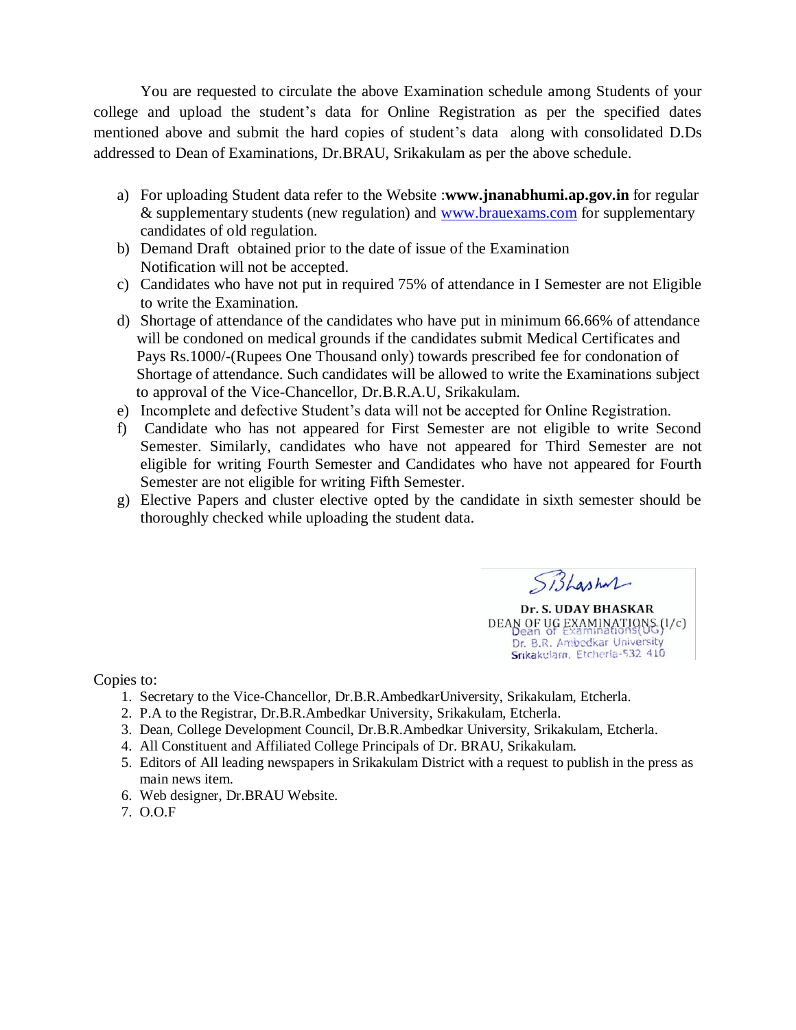You are requested to circulate the above Examination schedule among Students of your college and upload the student's data for Online Registration as per the specified dates mentioned above and submit the hard copies of student's data along with consolidated D.Ds addressed to Dean of Examinations, Dr.BRAU, Srikakulam as per the above schedule.

a) For uploading Student data refer to the Website :**www.jnanabhumi.ap.gov.in** for regular & supplementary students (new regulation) and www.brauexams.com for supplementary candidates of old regulation.
b) Demand Draft obtained prior to the date of issue of the Examination Notification will not be accepted.
c) Candidates who have not put in required 75% of attendance in I Semester are not Eligible to write the Examination.
d) Shortage of attendance of the candidates who have put in minimum 66.66% of attendance will be condoned on medical grounds if the candidates submit Medical Certificates and Pays Rs.1000/-(Rupees One Thousand only) towards prescribed fee for condonation of Shortage of attendance. Such candidates will be allowed to write the Examinations subject to approval of the Vice-Chancellor, Dr.B.R.A.U, Srikakulam.
e) Incomplete and defective Student's data will not be accepted for Online Registration.
f) Candidate who has not appeared for First Semester are not eligible to write Second Semester. Similarly, candidates who have not appeared for Third Semester are not eligible for writing Fourth Semester and Candidates who have not appeared for Fourth Semester are not eligible for writing Fifth Semester.
g) Elective Papers and cluster elective opted by the candidate in sixth semester should be thoroughly checked while uploading the student data.

SBhaskar

**Dr. S. UDAY BHASKAR**
DEAN OF UG EXAMINATIONS (I/c)
Dean of Examinations(UG)
Dr. B.R. Ambedkar University
Srikakulam, Etcherla-532 410

Copies to:

1. Secretary to the Vice-Chancellor, Dr.B.R.AmbedkarUniversity, Srikakulam, Etcherla.
2. P.A to the Registrar, Dr.B.R.Ambedkar University, Srikakulam, Etcherla.
3. Dean, College Development Council, Dr.B.R.Ambedkar University, Srikakulam, Etcherla.
4. All Constituent and Affiliated College Principals of Dr. BRAU, Srikakulam.
5. Editors of All leading newspapers in Srikakulam District with a request to publish in the press as main news item.
6. Web designer, Dr.BRAU Website.
7. O.O.F